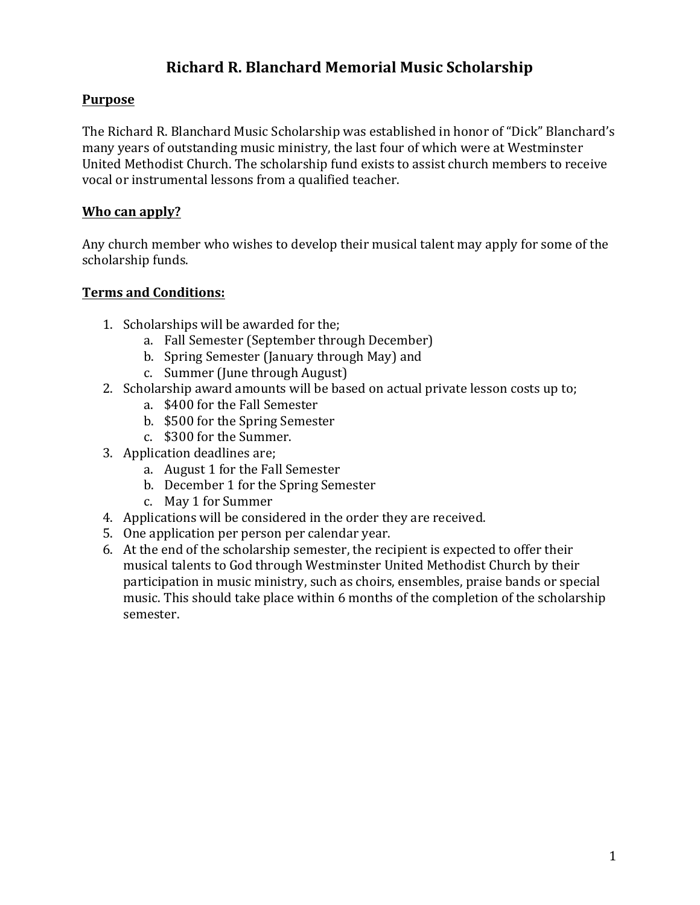# Richard R. Blanchard Memorial Music Scholarship

## Purpose

The Richard R. Blanchard Music Scholarship was established in honor of "Dick" Blanchard's many years of outstanding music ministry, the last four of which were at Westminster United Methodist Church. The scholarship fund exists to assist church members to receive vocal or instrumental lessons from a qualified teacher.

## Who can apply?

Any church member who wishes to develop their musical talent may apply for some of the scholarship funds.

## Terms and Conditions:

1. Scholarships will be awarded for the;
    a. Fall Semester (September through December)
    b. Spring Semester (January through May) and
    c. Summer (June through August)
2. Scholarship award amounts will be based on actual private lesson costs up to;
    a. $400 for the Fall Semester
    b. $500 for the Spring Semester
    c. $300 for the Summer.
3. Application deadlines are;
    a. August 1 for the Fall Semester
    b. December 1 for the Spring Semester
    c. May 1 for Summer
4. Applications will be considered in the order they are received.
5. One application per person per calendar year.
6. At the end of the scholarship semester, the recipient is expected to offer their musical talents to God through Westminster United Methodist Church by their participation in music ministry, such as choirs, ensembles, praise bands or special music. This should take place within 6 months of the completion of the scholarship semester.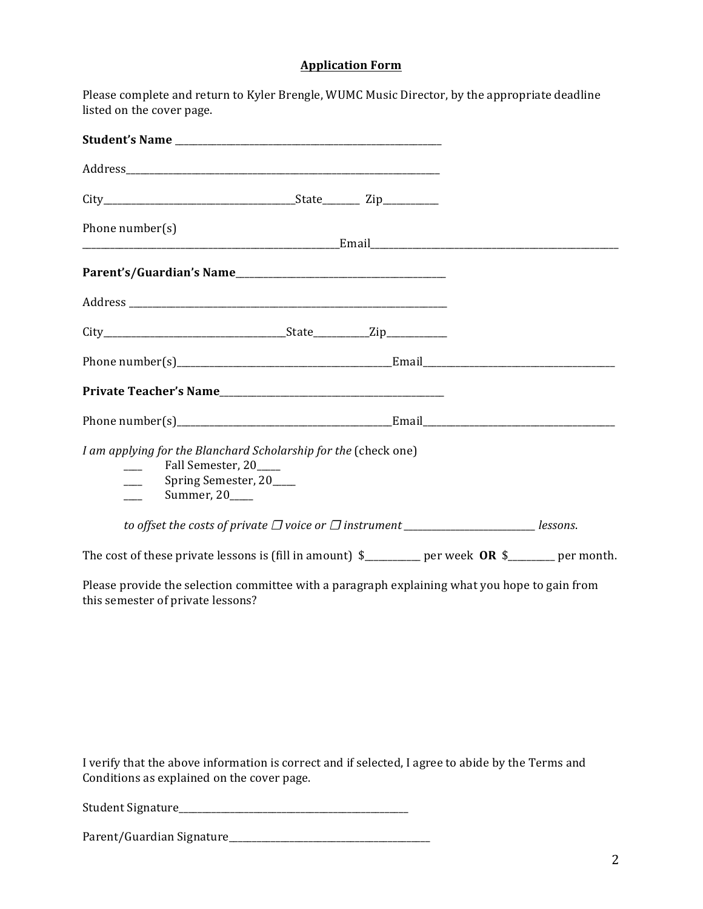**Application Form**

Please complete and return to Kyler Brengle, WUMC Music Director, by the appropriate deadline listed on the cover page.

**Student's Name** ______________________________________________

Address______________________________________________________

City________________________________State_______ Zip__________

Phone number(s)
____________________________________________Email__________________________________________

**Parent's/Guardian's Name**____________________________________

Address ______________________________________________________

City______________________________State__________Zip___________

Phone number(s)____________________________________Email________________________________

**Private Teacher's Name**______________________________________

Phone number(s)____________________________________Email________________________________

*I am applying for the Blanchard Scholarship for the* (check one)

- ____ Fall Semester, 20_____
- ____ Spring Semester, 20_____
- ____ Summer, 20_____

*to offset the costs of private ☐ voice or ☐ instrument ______________________ lessons.*

The cost of these private lessons is (fill in amount) $__________ per week **OR** $_________ per month.

Please provide the selection committee with a paragraph explaining what you hope to gain from this semester of private lessons?

I verify that the above information is correct and if selected, I agree to abide by the Terms and Conditions as explained on the cover page.

Student Signature________________________________________

Parent/Guardian Signature__________________________________